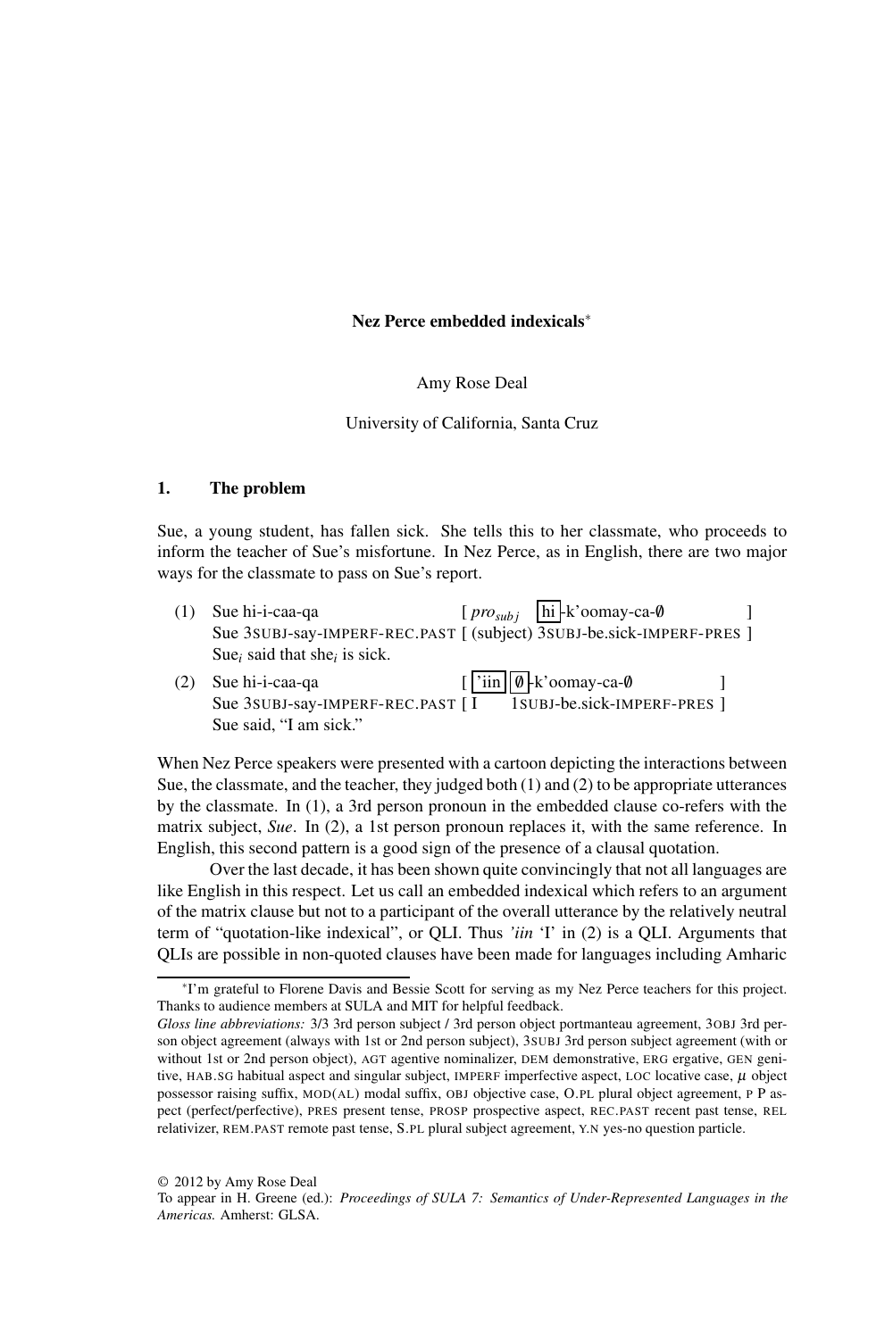**Nez Perce embedded indexicals***

Amy Rose Deal

University of California, Santa Cruz

## 1. The problem

Sue, a young student, has fallen sick. She tells this to her classmate, who proceeds to inform the teacher of Sue's misfortune. In Nez Perce, as in English, there are two major ways for the classmate to pass on Sue's report.

(1) Sue hi-i-caa-qa [ $pro_{subj}$ hi-k'oomay-ca-∅ ]
Sue 3SUBJ-say-IMPERF-REC.PAST [ (subject) 3SUBJ-be.sick-IMPERF-PRES ]
Sue$_i$ said that she$_i$ is sick.

(2) Sue hi-i-caa-qa [ 'iin ∅-k'oomay-ca-∅ ]
Sue 3SUBJ-say-IMPERF-REC.PAST [ I 1SUBJ-be.sick-IMPERF-PRES ]
Sue said, "I am sick."

When Nez Perce speakers were presented with a cartoon depicting the interactions between Sue, the classmate, and the teacher, they judged both (1) and (2) to be appropriate utterances by the classmate. In (1), a 3rd person pronoun in the embedded clause co-refers with the matrix subject, *Sue*. In (2), a 1st person pronoun replaces it, with the same reference. In English, this second pattern is a good sign of the presence of a clausal quotation.

Over the last decade, it has been shown quite convincingly that not all languages are like English in this respect. Let us call an embedded indexical which refers to an argument of the matrix clause but not to a participant of the overall utterance by the relatively neutral term of "quotation-like indexical", or QLI. Thus *'iin* 'I' in (2) is a QLI. Arguments that QLIs are possible in non-quoted clauses have been made for languages including Amharic

---

*I'm grateful to Florene Davis and Bessie Scott for serving as my Nez Perce teachers for this project. Thanks to audience members at SULA and MIT for helpful feedback.

*Gloss line abbreviations:* 3/3 3rd person subject / 3rd person object portmanteau agreement, 3OBJ 3rd person object agreement (always with 1st or 2nd person subject), 3SUBJ 3rd person subject agreement (with or without 1st or 2nd person object), AGT agentive nominalizer, DEM demonstrative, ERG ergative, GEN genitive, HAB.SG habitual aspect and singular subject, IMPERF imperfective aspect, LOC locative case, $\mu$ object possessor raising suffix, MOD(AL) modal suffix, OBJ objective case, O.PL plural object agreement, P P aspect (perfect/perfective), PRES present tense, PROSP prospective aspect, REC.PAST recent past tense, REL relativizer, REM.PAST remote past tense, S.PL plural subject agreement, Y.N yes-no question particle.

© 2012 by Amy Rose Deal
To appear in H. Greene (ed.): *Proceedings of SULA 7: Semantics of Under-Represented Languages in the Americas.* Amherst: GLSA.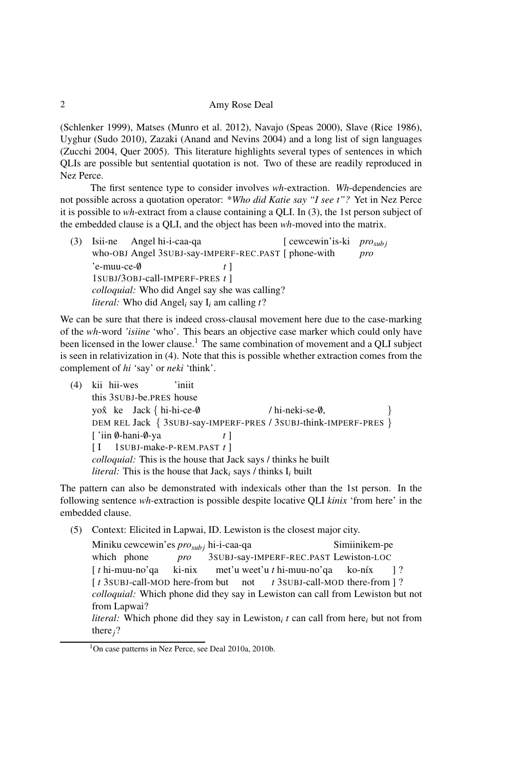(Schlenker 1999), Matses (Munro et al. 2012), Navajo (Speas 2000), Slave (Rice 1986), Uyghur (Sudo 2010), Zazaki (Anand and Nevins 2004) and a long list of sign languages (Zucchi 2004, Quer 2005). This literature highlights several types of sentences in which QLIs are possible but sentential quotation is not. Two of these are readily reproduced in Nez Perce.

The first sentence type to consider involves *wh*-extraction. *Wh*-dependencies are not possible across a quotation operator: \**Who did Katie say "I see t"?* Yet in Nez Perce it is possible to *wh*-extract from a clause containing a QLI. In (3), the 1st person subject of the embedded clause is a QLI, and the object has been *wh*-moved into the matrix.

(3) Isii-ne Angel hi-i-caa-qa [ cewcewin'is-ki $pro_{subj}$
who-OBJ Angel 3SUBJ-say-IMPERF-REC.PAST [ phone-with *pro*
'e-muu-ce-∅ *t* ]
1SUBJ/3OBJ-call-IMPERF-PRES *t* ]
*colloquial:* Who did Angel say she was calling?
*literal:* Who did $\text{Angel}_i$ say $\text{I}_i$ am calling *t*?

We can be sure that there is indeed cross-clausal movement here due to the case-marking of the *wh*-word *'isiine* 'who'. This bears an objective case marker which could only have been licensed in the lower clause.[1] The same combination of movement and a QLI subject is seen in relativization in (4). Note that this is possible whether extraction comes from the complement of *hi* 'say' or *neki* 'think'.

(4) kii hii-wes 'iniit
this 3SUBJ-be.PRES house
yox̂ ke Jack { hi-hi-ce-∅ / hi-neki-se-∅, }
DEM REL Jack { 3SUBJ-say-IMPERF-PRES / 3SUBJ-think-IMPERF-PRES }
[ 'iin ∅-hani-∅-ya *t* ]
[ I 1SUBJ-make-P-REM.PAST *t* ]
*colloquial:* This is the house that Jack says / thinks he built
*literal:* This is the house that $\text{Jack}_i$ says / thinks $\text{I}_i$ built

The pattern can also be demonstrated with indexicals other than the 1st person. In the following sentence *wh*-extraction is possible despite locative QLI *kinix* 'from here' in the embedded clause.

(5) Context: Elicited in Lapwai, ID. Lewiston is the closest major city.
Miniku cewcewin'es $pro_{subj}$ hi-i-caa-qa Simiinikem-pe
which phone *pro* 3SUBJ-say-IMPERF-REC.PAST Lewiston-LOC
[ *t* hi-muu-no'qa ki-nix met'u weet'u *t* hi-muu-no'qa ko-níx ] ?
[ *t* 3SUBJ-call-MOD here-from but not *t* 3SUBJ-call-MOD there-from ] ?
*colloquial:* Which phone did they say in Lewiston can call from Lewiston but not from Lapwai?
*literal:* Which phone did they say in $\text{Lewiston}_i$ *t* can call from $\text{here}_i$ but not from $\text{there}_j$?

[1] On case patterns in Nez Perce, see Deal 2010a, 2010b.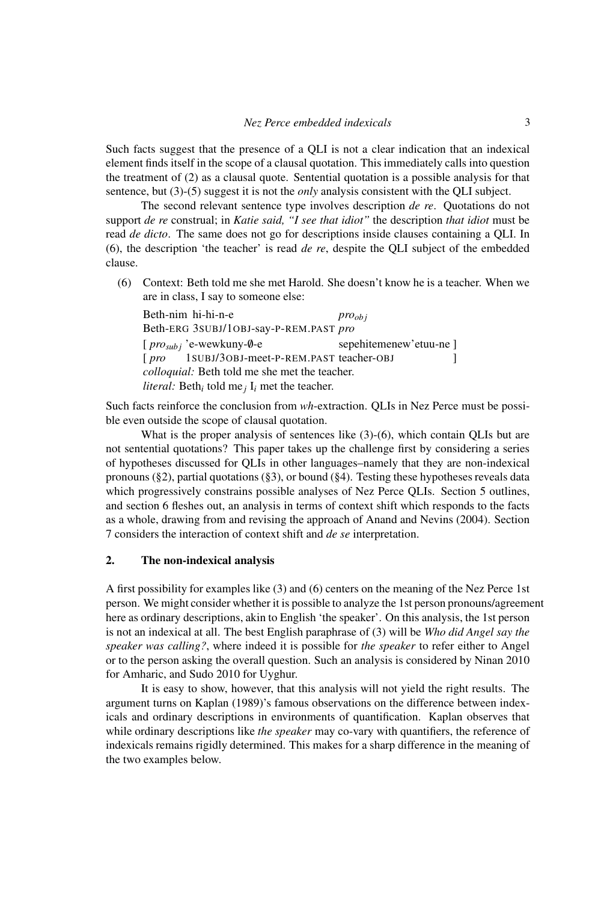Such facts suggest that the presence of a QLI is not a clear indication that an indexical element finds itself in the scope of a clausal quotation. This immediately calls into question the treatment of (2) as a clausal quote. Sentential quotation is a possible analysis for that sentence, but (3)-(5) suggest it is not the *only* analysis consistent with the QLI subject.

The second relevant sentence type involves description *de re*. Quotations do not support *de re* construal; in *Katie said, "I see that idiot"* the description *that idiot* must be read *de dicto*. The same does not go for descriptions inside clauses containing a QLI. In (6), the description 'the teacher' is read *de re*, despite the QLI subject of the embedded clause.

(6) Context: Beth told me she met Harold. She doesn't know he is a teacher. When we are in class, I say to someone else:

Beth-nim hi-hi-n-e *pro*$_{obj}$
Beth-ERG 3SUBJ/1OBJ-say-P-REM.PAST *pro*
[ *pro*$_{subj}$ 'e-wewkuny-∅-e sepehitemenew'etuu-ne ]
[ *pro* 1SUBJ/3OBJ-meet-P-REM.PAST teacher-OBJ ]
*colloquial:* Beth told me she met the teacher.
*literal:* Beth$_i$ told me$_j$ I$_i$ met the teacher.

Such facts reinforce the conclusion from *wh*-extraction. QLIs in Nez Perce must be possible even outside the scope of clausal quotation.

What is the proper analysis of sentences like (3)-(6), which contain QLIs but are not sentential quotations? This paper takes up the challenge first by considering a series of hypotheses discussed for QLIs in other languages–namely that they are non-indexical pronouns (§2), partial quotations (§3), or bound (§4). Testing these hypotheses reveals data which progressively constrains possible analyses of Nez Perce QLIs. Section 5 outlines, and section 6 fleshes out, an analysis in terms of context shift which responds to the facts as a whole, drawing from and revising the approach of Anand and Nevins (2004). Section 7 considers the interaction of context shift and *de se* interpretation.

## 2. The non-indexical analysis

A first possibility for examples like (3) and (6) centers on the meaning of the Nez Perce 1st person. We might consider whether it is possible to analyze the 1st person pronouns/agreement here as ordinary descriptions, akin to English 'the speaker'. On this analysis, the 1st person is not an indexical at all. The best English paraphrase of (3) will be *Who did Angel say the speaker was calling?*, where indeed it is possible for *the speaker* to refer either to Angel or to the person asking the overall question. Such an analysis is considered by Ninan 2010 for Amharic, and Sudo 2010 for Uyghur.

It is easy to show, however, that this analysis will not yield the right results. The argument turns on Kaplan (1989)'s famous observations on the difference between indexicals and ordinary descriptions in environments of quantification. Kaplan observes that while ordinary descriptions like *the speaker* may co-vary with quantifiers, the reference of indexicals remains rigidly determined. This makes for a sharp difference in the meaning of the two examples below.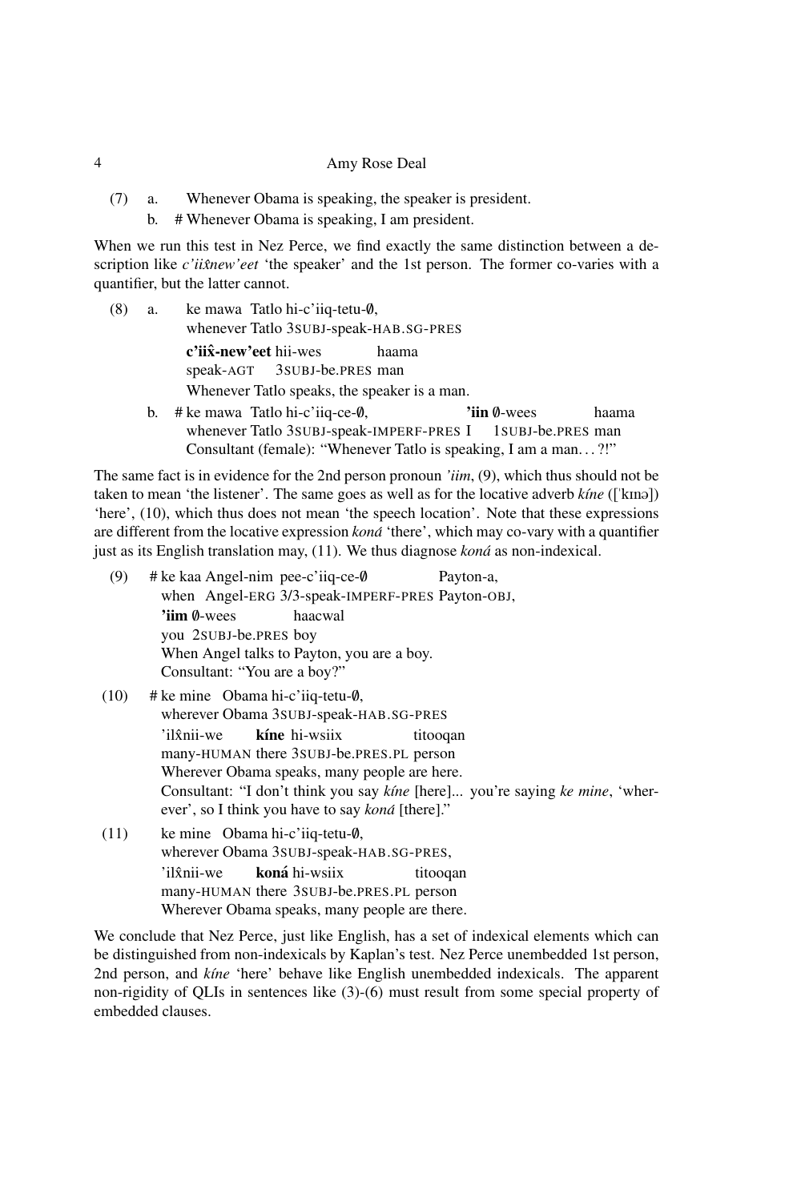(7) a. Whenever Obama is speaking, the speaker is president.

b. # Whenever Obama is speaking, I am president.

When we run this test in Nez Perce, we find exactly the same distinction between a description like *c'iix̂new'eet* 'the speaker' and the 1st person. The former co-varies with a quantifier, but the latter cannot.

(8) a. ke mawa Tatlo hi-c'iiq-tetu-∅,
whenever Tatlo 3SUBJ-speak-HAB.SG-PRES
**c'iix̂-new'eet** hii-wes haama
speak-AGT 3SUBJ-be.PRES man
Whenever Tatlo speaks, the speaker is a man.

b. # ke mawa Tatlo hi-c'iiq-ce-∅, **'iin** ∅-wees haama
whenever Tatlo 3SUBJ-speak-IMPERF-PRES I 1SUBJ-be.PRES man
Consultant (female): "Whenever Tatlo is speaking, I am a man. . . ?!"

The same fact is in evidence for the 2nd person pronoun *'iim*, (9), which thus should not be taken to mean 'the listener'. The same goes as well as for the locative adverb *kíne* ([ˈkɪnə]) 'here', (10), which thus does not mean 'the speech location'. Note that these expressions are different from the locative expression *koná* 'there', which may co-vary with a quantifier just as its English translation may, (11). We thus diagnose *koná* as non-indexical.

(9) # ke kaa Angel-nim pee-c'iiq-ce-∅ Payton-a,
when Angel-ERG 3/3-speak-IMPERF-PRES Payton-OBJ,
**'iim** ∅-wees haacwal
you 2SUBJ-be.PRES boy
When Angel talks to Payton, you are a boy.
Consultant: "You are a boy?"

(10) # ke mine Obama hi-c'iiq-tetu-∅,
wherever Obama 3SUBJ-speak-HAB.SG-PRES
'ilx̂nii-we **kíne** hi-wsiix titooqan
many-HUMAN there 3SUBJ-be.PRES.PL person
Wherever Obama speaks, many people are here.
Consultant: "I don't think you say *kíne* [here]... you're saying *ke mine*, 'wherever', so I think you have to say *koná* [there]."

(11) ke mine Obama hi-c'iiq-tetu-∅,
wherever Obama 3SUBJ-speak-HAB.SG-PRES,
'ilx̂nii-we **koná** hi-wsiix titooqan
many-HUMAN there 3SUBJ-be.PRES.PL person
Wherever Obama speaks, many people are there.

We conclude that Nez Perce, just like English, has a set of indexical elements which can be distinguished from non-indexicals by Kaplan's test. Nez Perce unembedded 1st person, 2nd person, and *kíne* 'here' behave like English unembedded indexicals. The apparent non-rigidity of QLIs in sentences like (3)-(6) must result from some special property of embedded clauses.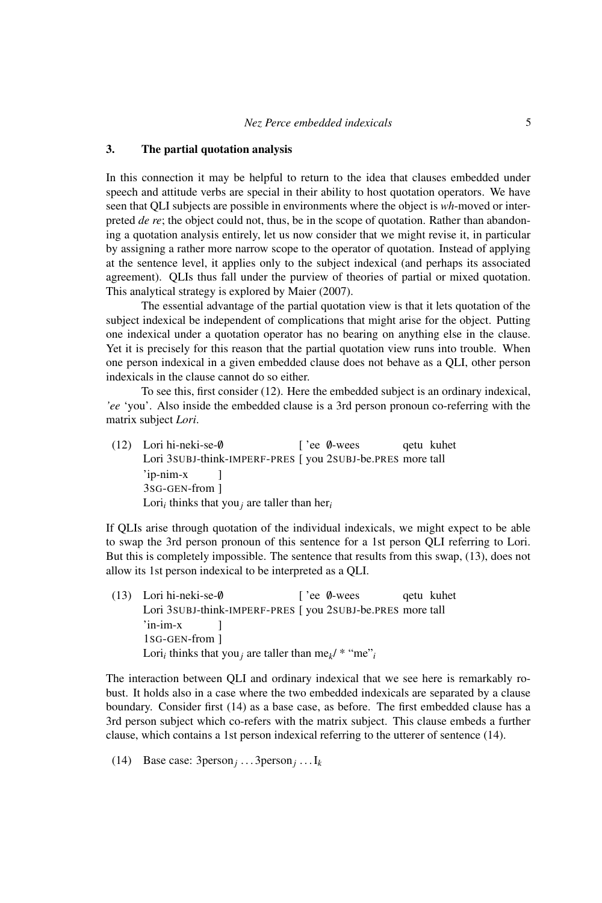## 3. The partial quotation analysis

In this connection it may be helpful to return to the idea that clauses embedded under speech and attitude verbs are special in their ability to host quotation operators. We have seen that QLI subjects are possible in environments where the object is *wh*-moved or interpreted *de re*; the object could not, thus, be in the scope of quotation. Rather than abandoning a quotation analysis entirely, let us now consider that we might revise it, in particular by assigning a rather more narrow scope to the operator of quotation. Instead of applying at the sentence level, it applies only to the subject indexical (and perhaps its associated agreement). QLIs thus fall under the purview of theories of partial or mixed quotation. This analytical strategy is explored by Maier (2007).

The essential advantage of the partial quotation view is that it lets quotation of the subject indexical be independent of complications that might arise for the object. Putting one indexical under a quotation operator has no bearing on anything else in the clause. Yet it is precisely for this reason that the partial quotation view runs into trouble. When one person indexical in a given embedded clause does not behave as a QLI, other person indexicals in the clause cannot do so either.

To see this, first consider (12). Here the embedded subject is an ordinary indexical, *'ee* 'you'. Also inside the embedded clause is a 3rd person pronoun co-referring with the matrix subject *Lori*.

(12) Lori hi-neki-se-∅ [ 'ee ∅-wees qetu kuhet
Lori 3SUBJ-think-IMPERF-PRES [ you 2SUBJ-be.PRES more tall
'ip-nim-x ]
3SG-GEN-from ]
Lori$_i$ thinks that you$_j$ are taller than her$_i$

If QLIs arise through quotation of the individual indexicals, we might expect to be able to swap the 3rd person pronoun of this sentence for a 1st person QLI referring to Lori. But this is completely impossible. The sentence that results from this swap, (13), does not allow its 1st person indexical to be interpreted as a QLI.

(13) Lori hi-neki-se-∅ [ 'ee ∅-wees qetu kuhet
Lori 3SUBJ-think-IMPERF-PRES [ you 2SUBJ-be.PRES more tall
'in-im-x ]
1SG-GEN-from ]
Lori$_i$ thinks that you$_j$ are taller than me$_k$/ * "me"$_i$

The interaction between QLI and ordinary indexical that we see here is remarkably robust. It holds also in a case where the two embedded indexicals are separated by a clause boundary. Consider first (14) as a base case, as before. The first embedded clause has a 3rd person subject which co-refers with the matrix subject. This clause embeds a further clause, which contains a 1st person indexical referring to the utterer of sentence (14).

(14) Base case: 3person$_j$ ... 3person$_j$ ... I$_k$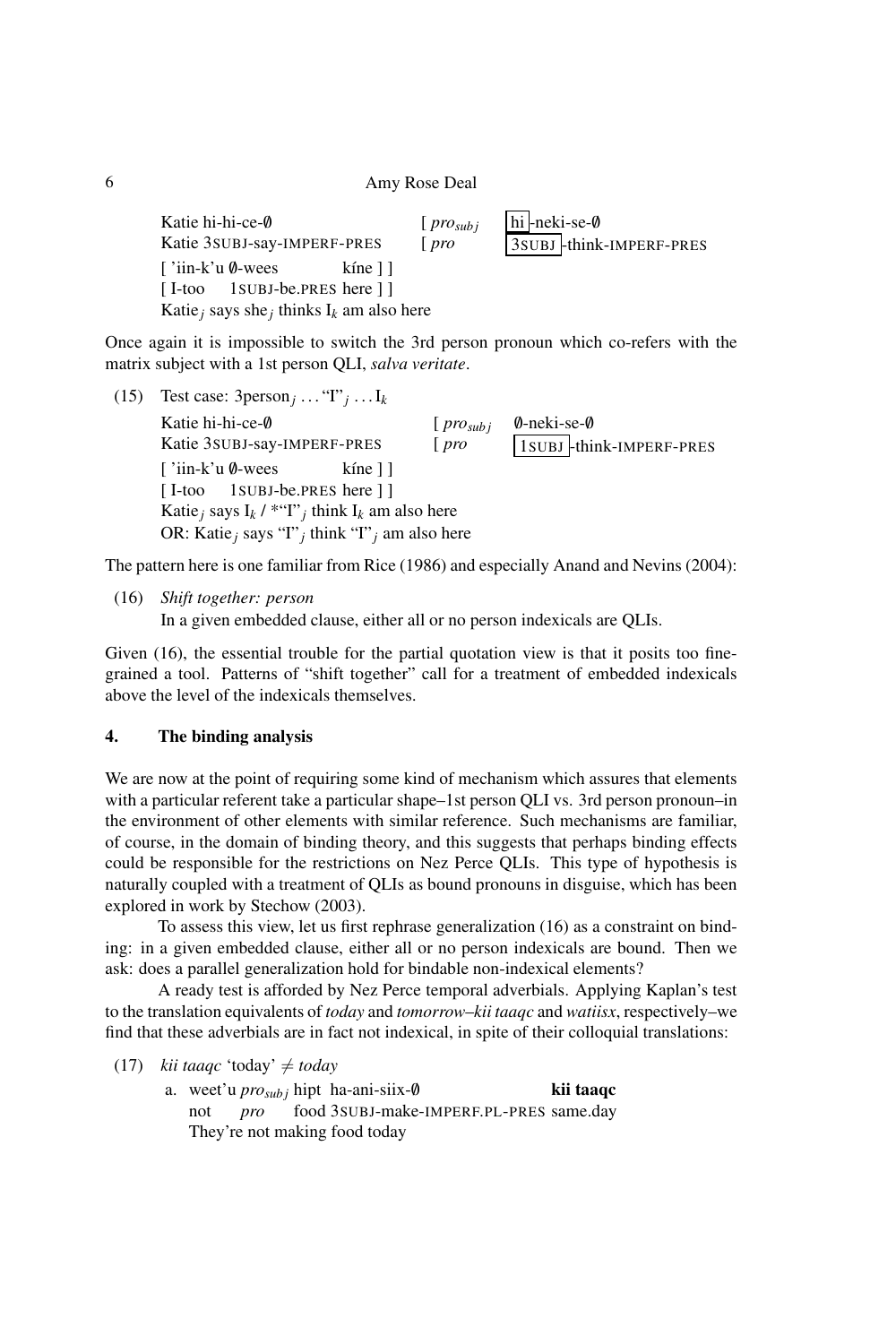Katie hi-hi-ce-∅ [ $pro_{subj}$ hi-neki-se-∅
Katie 3SUBJ-say-IMPERF-PRES [ *pro* 3SUBJ-think-IMPERF-PRES
[ 'iin-k'u ∅-wees kíne ] ]
[ I-too 1SUBJ-be.PRES here ] ]
Katie$_j$ says she$_j$ thinks I$_k$ am also here

Once again it is impossible to switch the 3rd person pronoun which co-refers with the matrix subject with a 1st person QLI, *salva veritate*.

(15) Test case: 3person$_j$ ... "I"$_j$ ... I$_k$

Katie hi-hi-ce-∅ [ $pro_{subj}$ ∅-neki-se-∅
Katie 3SUBJ-say-IMPERF-PRES [ *pro* 1SUBJ-think-IMPERF-PRES
[ 'iin-k'u ∅-wees kíne ] ]
[ I-too 1SUBJ-be.PRES here ] ]
Katie$_j$ says I$_k$ / *"I"$_j$ think I$_k$ am also here
OR: Katie$_j$ says "I"$_j$ think "I"$_j$ am also here

The pattern here is one familiar from Rice (1986) and especially Anand and Nevins (2004):

(16) *Shift together: person*
In a given embedded clause, either all or no person indexicals are QLIs.

Given (16), the essential trouble for the partial quotation view is that it posits too fine-grained a tool. Patterns of "shift together" call for a treatment of embedded indexicals above the level of the indexicals themselves.

## 4. The binding analysis

We are now at the point of requiring some kind of mechanism which assures that elements with a particular referent take a particular shape–1st person QLI vs. 3rd person pronoun–in the environment of other elements with similar reference. Such mechanisms are familiar, of course, in the domain of binding theory, and this suggests that perhaps binding effects could be responsible for the restrictions on Nez Perce QLIs. This type of hypothesis is naturally coupled with a treatment of QLIs as bound pronouns in disguise, which has been explored in work by Stechow (2003).

To assess this view, let us first rephrase generalization (16) as a constraint on binding: in a given embedded clause, either all or no person indexicals are bound. Then we ask: does a parallel generalization hold for bindable non-indexical elements?

A ready test is afforded by Nez Perce temporal adverbials. Applying Kaplan's test to the translation equivalents of *today* and *tomorrow*–*kii taaqc* and *watiisx*, respectively–we find that these adverbials are in fact not indexical, in spite of their colloquial translations:

(17) *kii taaqc* 'today' ≠ *today*

a. weet'u $pro_{subj}$ hipt ha-ani-siix-∅ **kii taaqc**
not *pro* food 3SUBJ-make-IMPERF.PL-PRES same.day
They're not making food today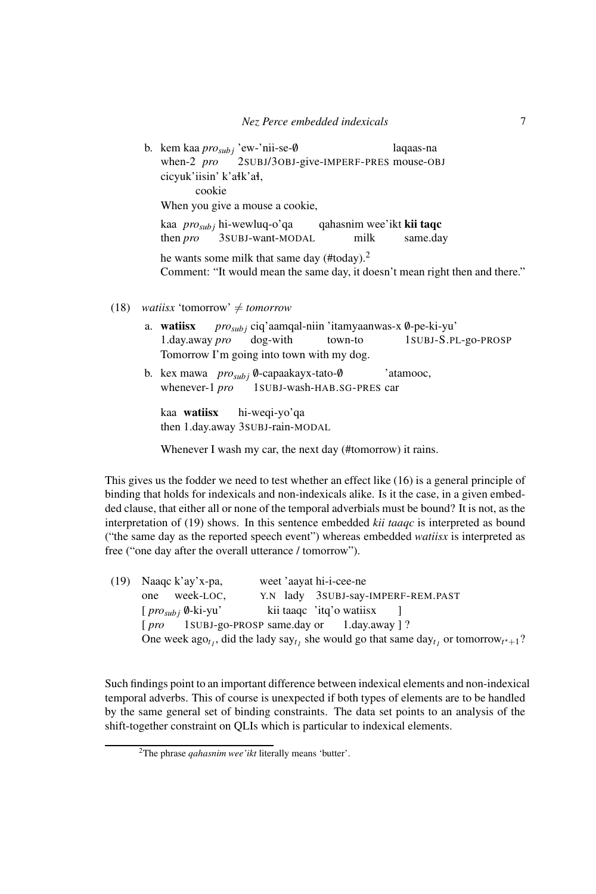b. kem kaa *pro<sub>subj</sub>*

b. kem kaa $pro_{subj}$ 'ew-'nii-se-∅ laqaas-na
   when-2 *pro* 2SUBJ/3OBJ-give-IMPERF-PRES mouse-OBJ
   cicyuk'iisin' k'ałk'ał,
   cookie
   When you give a mouse a cookie,

   kaa $pro_{subj}$ hi-wewluq-o'qa qahasnim wee'ikt **kii taqc**
   then *pro* 3SUBJ-want-MODAL milk same.day

   he wants some milk that same day (#today).[2]
   Comment: "It would mean the same day, it doesn't mean right then and there."

(18) *watiisx* 'tomorrow' ≠ *tomorrow*

a. **watiisx** $pro_{subj}$ ciq'aamqal-niin 'itamyaanwas-x ∅-pe-ki-yu'
   1.day.away *pro* dog-with town-to 1SUBJ-S.PL-go-PROSP
   Tomorrow I'm going into town with my dog.

b. kex mawa $pro_{subj}$ ∅-capaakayx-tato-∅ 'atamooc,
   whenever-1 *pro* 1SUBJ-wash-HAB.SG-PRES car

   kaa **watiisx** hi-weqi-yo'qa
   then 1.day.away 3SUBJ-rain-MODAL

   Whenever I wash my car, the next day (#tomorrow) it rains.

This gives us the fodder we need to test whether an effect like (16) is a general principle of binding that holds for indexicals and non-indexicals alike. Is it the case, in a given embedded clause, that either all or none of the temporal adverbials must be bound? It is not, as the interpretation of (19) shows. In this sentence embedded *kii taaqc* is interpreted as bound ("the same day as the reported speech event") whereas embedded *watiisx* is interpreted as free ("one day after the overall utterance / tomorrow").

(19) Naaqc k'ay'x-pa, weet 'aayat hi-i-cee-ne
   one week-LOC, Y.N lady 3SUBJ-say-IMPERF-REM.PAST
   [ $pro_{subj}$ ∅-ki-yu' kii taaqc 'itq'o watiisx ]
   [ *pro* 1SUBJ-go-PROSP same.day or 1.day.away ] ?
   One week ago$_{t_1}$, did the lady say$_{t_1}$ she would go that same day$_{t_1}$ or tomorrow$_{t^*+1}$?

Such findings point to an important difference between indexical elements and non-indexical temporal adverbs. This of course is unexpected if both types of elements are to be handled by the same general set of binding constraints. The data set points to an analysis of the shift-together constraint on QLIs which is particular to indexical elements.

[2] The phrase *qahasnim wee'ikt* literally means 'butter'.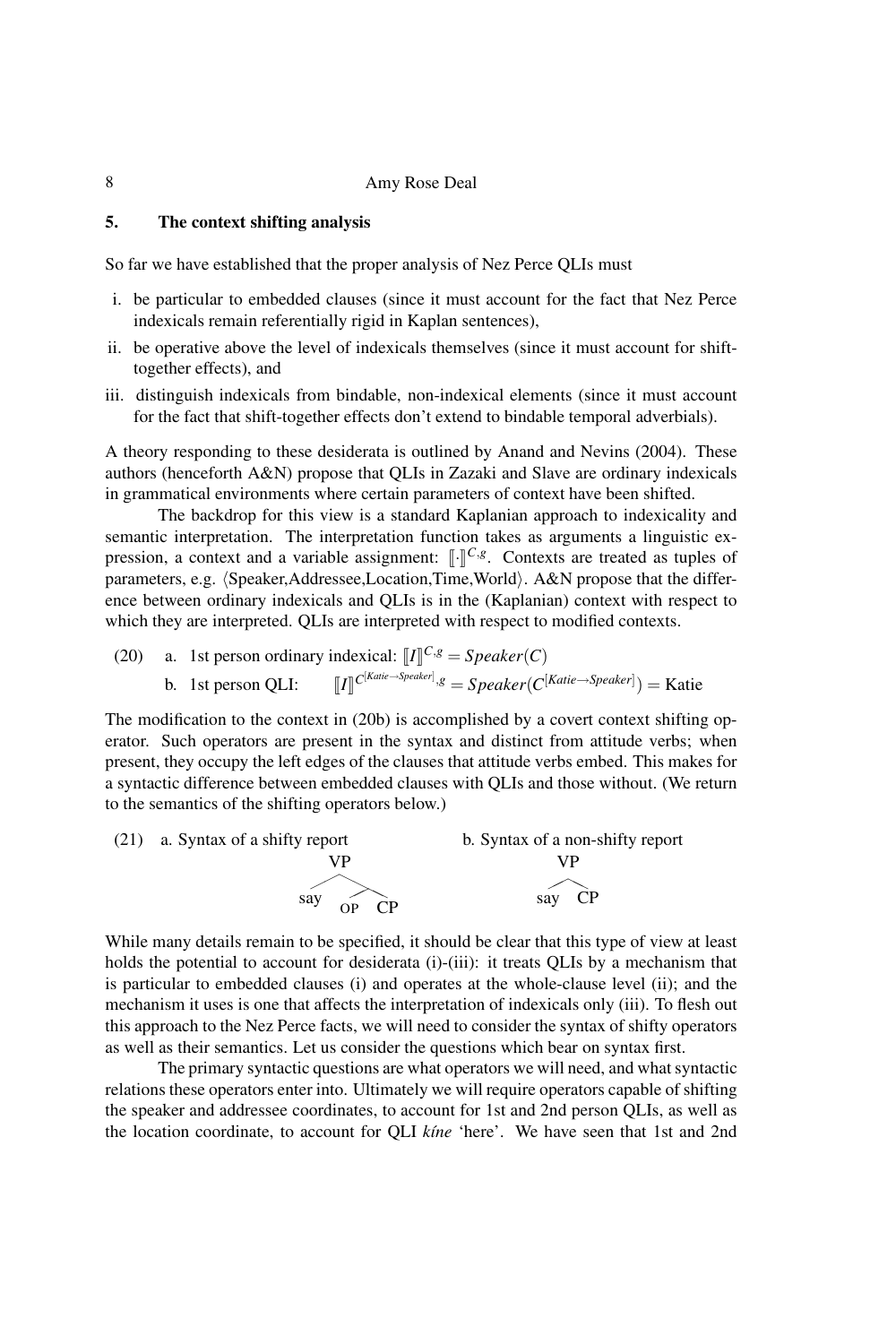## 5. The context shifting analysis

So far we have established that the proper analysis of Nez Perce QLIs must

i. be particular to embedded clauses (since it must account for the fact that Nez Perce indexicals remain referentially rigid in Kaplan sentences),
ii. be operative above the level of indexicals themselves (since it must account for shift-together effects), and
iii. distinguish indexicals from bindable, non-indexical elements (since it must account for the fact that shift-together effects don't extend to bindable temporal adverbials).

A theory responding to these desiderata is outlined by Anand and Nevins (2004). These authors (henceforth A&N) propose that QLIs in Zazaki and Slave are ordinary indexicals in grammatical environments where certain parameters of context have been shifted.

The backdrop for this view is a standard Kaplanian approach to indexicality and semantic interpretation. The interpretation function takes as arguments a linguistic expression, a context and a variable assignment: $[\![\cdot]\!]^{C,g}$. Contexts are treated as tuples of parameters, e.g. $\langle$Speaker,Addressee,Location,Time,World$\rangle$. A&N propose that the difference between ordinary indexicals and QLIs is in the (Kaplanian) context with respect to which they are interpreted. QLIs are interpreted with respect to modified contexts.

(20) a. 1st person ordinary indexical: $[\![I]\!]^{C,g} = Speaker(C)$

b. 1st person QLI: $[\![I]\!]^{C^{[Katie \rightarrow Speaker]},g} = Speaker(C^{[Katie \rightarrow Speaker]}) = \text{Katie}$

The modification to the context in (20b) is accomplished by a covert context shifting operator. Such operators are present in the syntax and distinct from attitude verbs; when present, they occupy the left edges of the clauses that attitude verbs embed. This makes for a syntactic difference between embedded clauses with QLIs and those without. (We return to the semantics of the shifting operators below.)

(21) a. Syntax of a shifty report: [VP say [OP CP]]

b. Syntax of a non-shifty report: [VP say CP]

While many details remain to be specified, it should be clear that this type of view at least holds the potential to account for desiderata (i)-(iii): it treats QLIs by a mechanism that is particular to embedded clauses (i) and operates at the whole-clause level (ii); and the mechanism it uses is one that affects the interpretation of indexicals only (iii). To flesh out this approach to the Nez Perce facts, we will need to consider the syntax of shifty operators as well as their semantics. Let us consider the questions which bear on syntax first.

The primary syntactic questions are what operators we will need, and what syntactic relations these operators enter into. Ultimately we will require operators capable of shifting the speaker and addressee coordinates, to account for 1st and 2nd person QLIs, as well as the location coordinate, to account for QLI *kíne* 'here'. We have seen that 1st and 2nd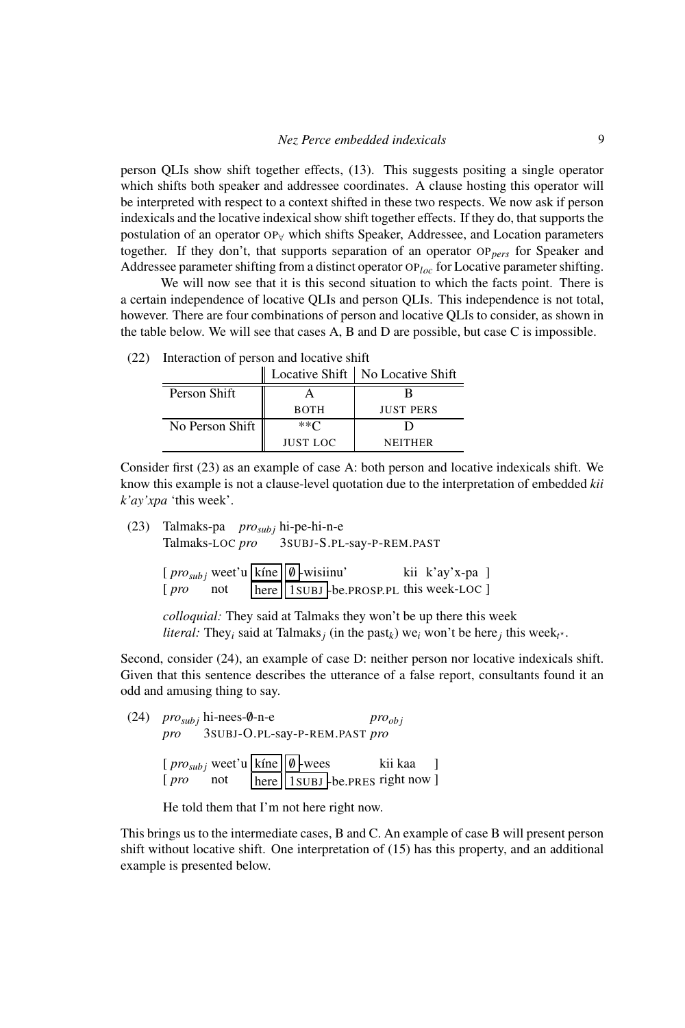person QLIs show shift together effects, (13). This suggests positing a single operator which shifts both speaker and addressee coordinates. A clause hosting this operator will be interpreted with respect to a context shifted in these two respects. We now ask if person indexicals and the locative indexical show shift together effects. If they do, that supports the postulation of an operator $\text{OP}_{\forall}$ which shifts Speaker, Addressee, and Location parameters together. If they don't, that supports separation of an operator $\text{OP}_{pers}$ for Speaker and Addressee parameter shifting from a distinct operator $\text{OP}_{loc}$ for Locative parameter shifting.

We will now see that it is this second situation to which the facts point. There is a certain independence of locative QLIs and person QLIs. This independence is not total, however. There are four combinations of person and locative QLIs to consider, as shown in the table below. We will see that cases A, B and D are possible, but case C is impossible.

(22) Interaction of person and locative shift

| | Locative Shift | No Locative Shift |
|---|---|---|
| Person Shift | A<br>BOTH | B<br>JUST PERS |
| No Person Shift | **C<br>JUST LOC | D<br>NEITHER |

Consider first (23) as an example of case A: both person and locative indexicals shift. We know this example is not a clause-level quotation due to the interpretation of embedded *kii k'ay'xpa* 'this week'.

(23) Talmaks-pa *pro*$_{subj}$ hi-pe-hi-n-e
Talmaks-LOC *pro* 3SUBJ-S.PL-say-P-REM.PAST

[ *pro*$_{subj}$ weet'u [kíne] [∅]-wisiinu' kii k'ay'x-pa ]
[ *pro* not [here] [1SUBJ]-be.PROSP.PL this week-LOC ]

*colloquial:* They said at Talmaks they won't be up there this week
*literal:* They$_i$ said at Talmaks$_j$ (in the past$_k$) we$_i$ won't be here$_j$ this week$_{t^*}$.

Second, consider (24), an example of case D: neither person nor locative indexicals shift. Given that this sentence describes the utterance of a false report, consultants found it an odd and amusing thing to say.

(24) *pro*$_{subj}$ hi-nees-∅-n-e *pro*$_{obj}$
*pro* 3SUBJ-O.PL-say-P-REM.PAST *pro*

[ *pro*$_{subj}$ weet'u [kíne] [∅]-wees kii kaa ]
[ *pro* not [here] [1SUBJ]-be.PRES right now ]

He told them that I'm not here right now.

This brings us to the intermediate cases, B and C. An example of case B will present person shift without locative shift. One interpretation of (15) has this property, and an additional example is presented below.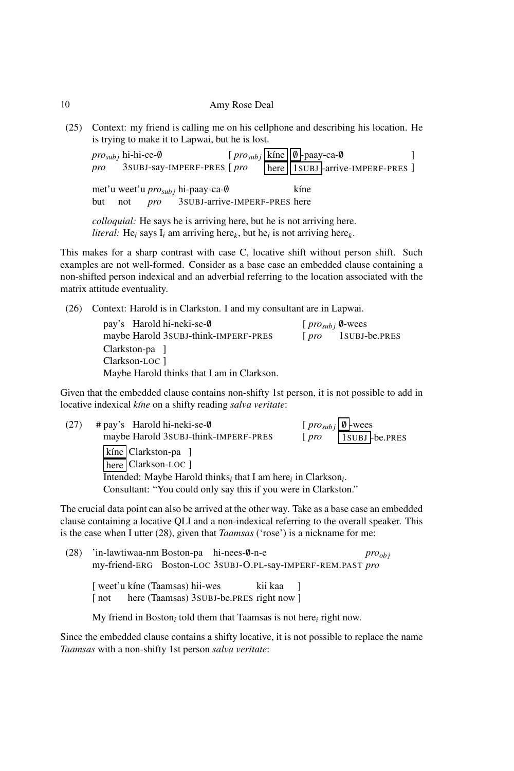(25) Context: my friend is calling me on his cellphone and describing his location. He is trying to make it to Lapwai, but he is lost.

$pro_{subj}$ hi-hi-ce-∅ [ $pro_{subj}$ kíne ∅-paay-ca-∅ ]
*pro* 3SUBJ-say-IMPERF-PRES [ *pro* here 1SUBJ-arrive-IMPERF-PRES ]

met'u weet'u $pro_{subj}$ hi-paay-ca-∅ kíne
but not *pro* 3SUBJ-arrive-IMPERF-PRES here

*colloquial:* He says he is arriving here, but he is not arriving here.
*literal:* He$_i$ says I$_i$ am arriving here$_k$, but he$_i$ is not arriving here$_k$.

This makes for a sharp contrast with case C, locative shift without person shift. Such examples are not well-formed. Consider as a base case an embedded clause containing a non-shifted person indexical and an adverbial referring to the location associated with the matrix attitude eventuality.

(26) Context: Harold is in Clarkston. I and my consultant are in Lapwai.

pay's Harold hi-neki-se-∅ [ $pro_{subj}$ ∅-wees
maybe Harold 3SUBJ-think-IMPERF-PRES [ *pro* 1SUBJ-be.PRES
Clarkston-pa ]
Clarkson-LOC ]
Maybe Harold thinks that I am in Clarkson.

Given that the embedded clause contains non-shifty 1st person, it is not possible to add in locative indexical *kíne* on a shifty reading *salva veritate*:

(27) # pay's Harold hi-neki-se-∅ [ $pro_{subj}$ ∅-wees
maybe Harold 3SUBJ-think-IMPERF-PRES [ *pro* 1SUBJ-be.PRES
kíne Clarkston-pa ]
here Clarkson-LOC ]
Intended: Maybe Harold thinks$_i$ that I am here$_i$ in Clarkson$_i$.
Consultant: "You could only say this if you were in Clarkston."

The crucial data point can also be arrived at the other way. Take as a base case an embedded clause containing a locative QLI and a non-indexical referring to the overall speaker. This is the case when I utter (28), given that *Taamsas* ('rose') is a nickname for me:

(28) 'in-lawtiwaa-nm Boston-pa hi-nees-∅-n-e $pro_{obj}$
my-friend-ERG Boston-LOC 3SUBJ-O.PL-say-IMPERF-REM.PAST *pro*

[ weet'u kíne (Taamsas) hii-wes kii kaa ]
[ not here (Taamsas) 3SUBJ-be.PRES right now ]

My friend in Boston$_i$ told them that Taamsas is not here$_i$ right now.

Since the embedded clause contains a shifty locative, it is not possible to replace the name *Taamsas* with a non-shifty 1st person *salva veritate*: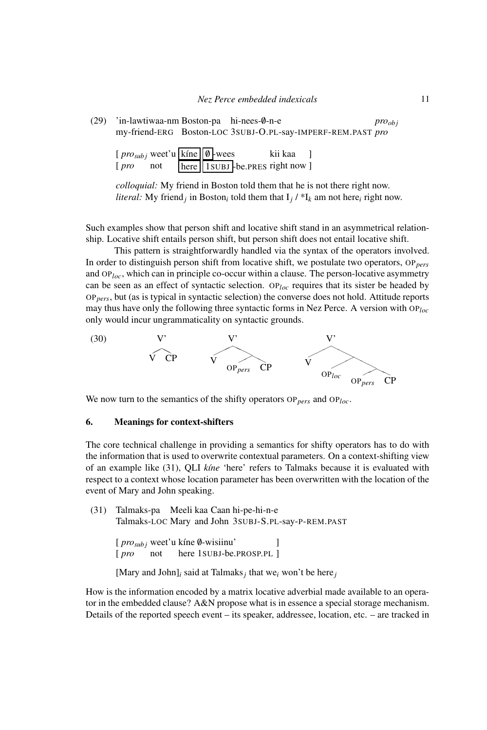(29) 'in-lawtiwaa-nm Boston-pa hi-nees-∅-n-e $pro_{obj}$
my-friend-ERG Boston-LOC 3SUBJ-O.PL-say-IMPERF-REM.PAST *pro*

[ $pro_{subj}$ weet'u kíne ∅-wees kii kaa ]
[ *pro* not here 1SUBJ-be.PRES right now ]

*colloquial:* My friend in Boston told them that he is not there right now.
*literal:* My friend$_j$ in Boston$_i$ told them that I$_j$ / *I$_k$ am not here$_i$ right now.

Such examples show that person shift and locative shift stand in an asymmetrical relationship. Locative shift entails person shift, but person shift does not entail locative shift.

This pattern is straightforwardly handled via the syntax of the operators involved. In order to distinguish person shift from locative shift, we postulate two operators, OP$_{pers}$ and OP$_{loc}$, which can in principle co-occur within a clause. The person-locative asymmetry can be seen as an effect of syntactic selection. OP$_{loc}$ requires that its sister be headed by OP$_{pers}$, but (as is typical in syntactic selection) the converse does not hold. Attitude reports may thus have only the following three syntactic forms in Nez Perce. A version with OP$_{loc}$ only would incur ungrammaticality on syntactic grounds.

(30) [V' V CP] [V' V [OP$_{pers}$ CP]] [V' V [OP$_{loc}$ [OP$_{pers}$ CP]]]

We now turn to the semantics of the shifty operators OP$_{pers}$ and OP$_{loc}$.

## 6. Meanings for context-shifters

The core technical challenge in providing a semantics for shifty operators has to do with the information that is used to overwrite contextual parameters. On a context-shifting view of an example like (31), QLI *kíne* 'here' refers to Talmaks because it is evaluated with respect to a context whose location parameter has been overwritten with the location of the event of Mary and John speaking.

(31) Talmaks-pa Meeli kaa Caan hi-pe-hi-n-e
Talmaks-LOC Mary and John 3SUBJ-S.PL-say-P-REM.PAST

[ $pro_{subj}$ weet'u kíne ∅-wisiinu' ]
[ *pro* not here 1SUBJ-be.PROSP.PL ]

[Mary and John]$_i$ said at Talmaks$_j$ that we$_i$ won't be here$_j$

How is the information encoded by a matrix locative adverbial made available to an operator in the embedded clause? A&N propose what is in essence a special storage mechanism. Details of the reported speech event – its speaker, addressee, location, etc. – are tracked in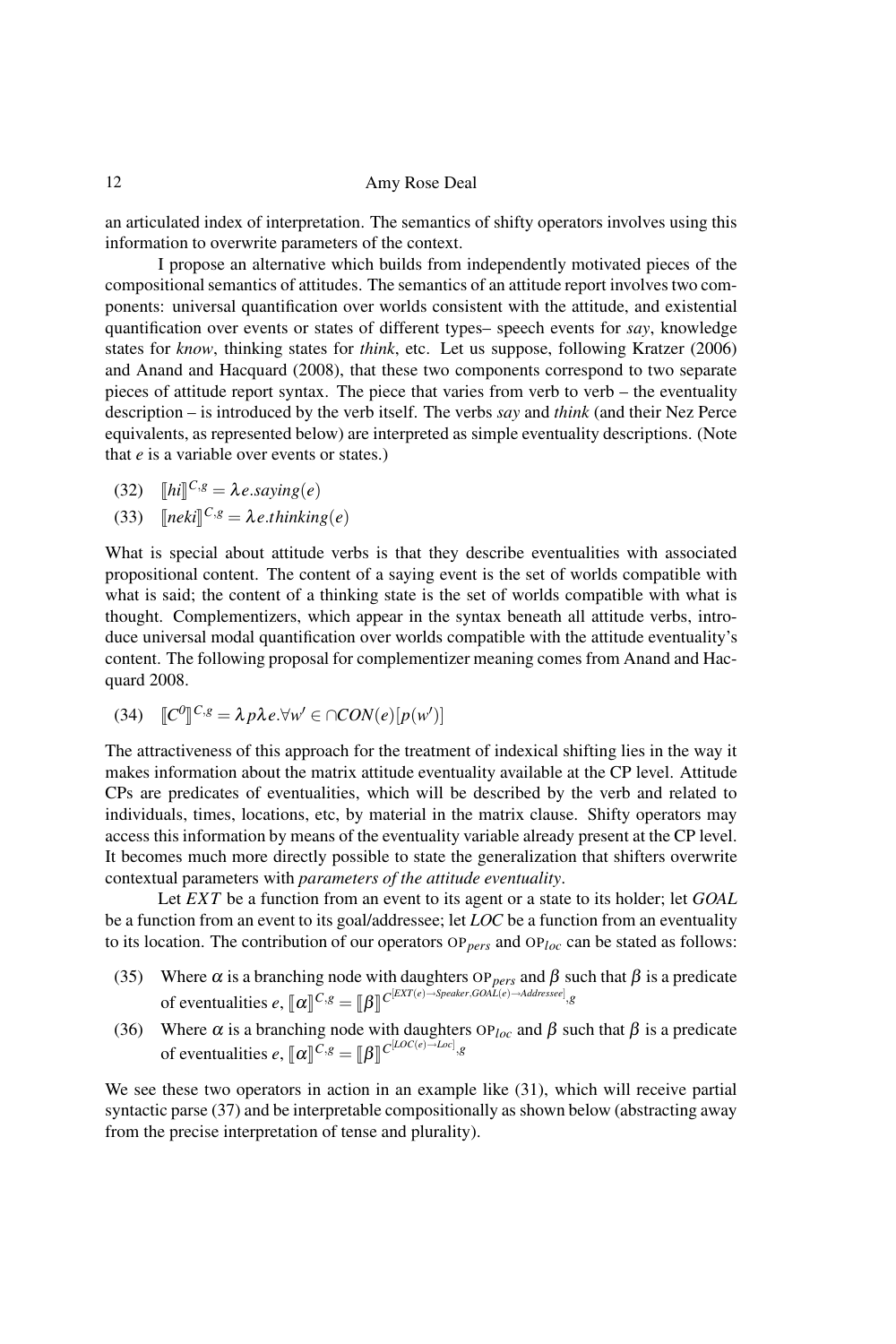an articulated index of interpretation. The semantics of shifty operators involves using this information to overwrite parameters of the context.

I propose an alternative which builds from independently motivated pieces of the compositional semantics of attitudes. The semantics of an attitude report involves two components: universal quantification over worlds consistent with the attitude, and existential quantification over events or states of different types– speech events for *say*, knowledge states for *know*, thinking states for *think*, etc. Let us suppose, following Kratzer (2006) and Anand and Hacquard (2008), that these two components correspond to two separate pieces of attitude report syntax. The piece that varies from verb to verb – the eventuality description – is introduced by the verb itself. The verbs *say* and *think* (and their Nez Perce equivalents, as represented below) are interpreted as simple eventuality descriptions. (Note that $e$ is a variable over events or states.)

(32) $[\![hi]\!]^{C,g} = \lambda e.saying(e)$

(33) $[\![neki]\!]^{C,g} = \lambda e.thinking(e)$

What is special about attitude verbs is that they describe eventualities with associated propositional content. The content of a saying event is the set of worlds compatible with what is said; the content of a thinking state is the set of worlds compatible with what is thought. Complementizers, which appear in the syntax beneath all attitude verbs, introduce universal modal quantification over worlds compatible with the attitude eventuality's content. The following proposal for complementizer meaning comes from Anand and Hacquard 2008.

(34) $[\![C^0]\!]^{C,g} = \lambda p \lambda e. \forall w' \in \cap CON(e)[p(w')]$

The attractiveness of this approach for the treatment of indexical shifting lies in the way it makes information about the matrix attitude eventuality available at the CP level. Attitude CPs are predicates of eventualities, which will be described by the verb and related to individuals, times, locations, etc, by material in the matrix clause. Shifty operators may access this information by means of the eventuality variable already present at the CP level. It becomes much more directly possible to state the generalization that shifters overwrite contextual parameters with *parameters of the attitude eventuality*.

Let $EXT$ be a function from an event to its agent or a state to its holder; let $GOAL$ be a function from an event to its goal/addressee; let $LOC$ be a function from an eventuality to its location. The contribution of our operators $\textsc{op}_{pers}$ and $\textsc{op}_{loc}$ can be stated as follows:

(35) Where $\alpha$ is a branching node with daughters $\textsc{op}_{pers}$ and $\beta$ such that $\beta$ is a predicate of eventualities $e$, $[\![\alpha]\!]^{C,g} = [\![\beta]\!]^{C^{[EXT(e) \rightarrow Speaker, GOAL(e) \rightarrow Addressee]},g}$

(36) Where $\alpha$ is a branching node with daughters $\textsc{op}_{loc}$ and $\beta$ such that $\beta$ is a predicate of eventualities $e$, $[\![\alpha]\!]^{C,g} = [\![\beta]\!]^{C^{[LOC(e) \rightarrow Loc]},g}$

We see these two operators in action in an example like (31), which will receive partial syntactic parse (37) and be interpretable compositionally as shown below (abstracting away from the precise interpretation of tense and plurality).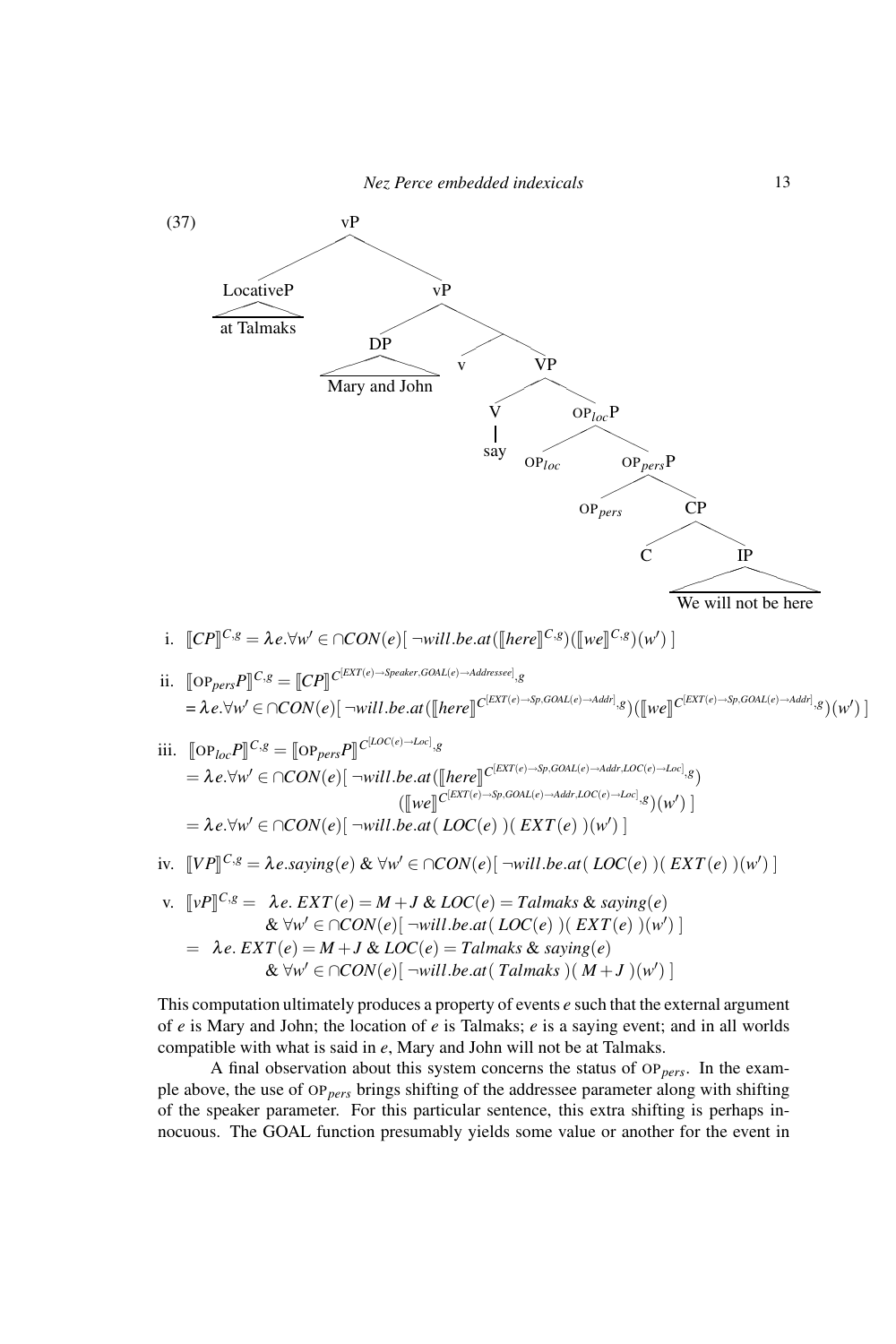(37) [vP [LocativeP at Talmaks] [vP [DP Mary and John] [v v [VP [V say] [OP$_{loc}$P OP$_{loc}$ [OP$_{pers}$P OP$_{pers}$ [CP C [IP We will not be here]]]]]]]]

i. $[\![CP]\!]^{C,g} = \lambda e.\forall w' \in \cap CON(e)[\, \neg will.be.at([\![here]\!]^{C,g})([\![we]\!]^{C,g})(w')\,]$

ii. $[\![\text{OP}_{pers}P]\!]^{C,g} = [\![CP]\!]^{C[EXT(e)\to Speaker, GOAL(e)\to Addressee],g}$
$= \lambda e.\forall w' \in \cap CON(e)[\, \neg will.be.at([\![here]\!]^{C[EXT(e)\to Sp, GOAL(e)\to Addr],g})([\![we]\!]^{C[EXT(e)\to Sp, GOAL(e)\to Addr],g})(w')\,]$

iii. $[\![\text{OP}_{loc}P]\!]^{C,g} = [\![\text{OP}_{pers}P]\!]^{C[LOC(e)\to Loc],g}$
$= \lambda e.\forall w' \in \cap CON(e)[\, \neg will.be.at([\![here]\!]^{C[EXT(e)\to Sp, GOAL(e)\to Addr, LOC(e)\to Loc],g})$
$([\![we]\!]^{C[EXT(e)\to Sp, GOAL(e)\to Addr, LOC(e)\to Loc],g})(w')\,]$
$= \lambda e.\forall w' \in \cap CON(e)[\, \neg will.be.at(\, LOC(e)\,)(\, EXT(e)\,)(w')\,]$

iv. $[\![VP]\!]^{C,g} = \lambda e.saying(e)\ \&\ \forall w' \in \cap CON(e)[\, \neg will.be.at(\, LOC(e)\,)(\, EXT(e)\,)(w')\,]$

v. $[\![vP]\!]^{C,g} = \lambda e.\ EXT(e) = M + J\ \&\ LOC(e) = Talmaks\ \&\ saying(e)$
$\&\ \forall w' \in \cap CON(e)[\, \neg will.be.at(\, LOC(e)\,)(\, EXT(e)\,)(w')\,]$
$= \lambda e.\ EXT(e) = M + J\ \&\ LOC(e) = Talmaks\ \&\ saying(e)$
$\&\ \forall w' \in \cap CON(e)[\, \neg will.be.at(\, Talmaks\,)(\, M + J\,)(w')\,]$

This computation ultimately produces a property of events *e* such that the external argument of *e* is Mary and John; the location of *e* is Talmaks; *e* is a saying event; and in all worlds compatible with what is said in *e*, Mary and John will not be at Talmaks.

A final observation about this system concerns the status of OP$_{pers}$. In the example above, the use of OP$_{pers}$ brings shifting of the addressee parameter along with shifting of the speaker parameter. For this particular sentence, this extra shifting is perhaps innocuous. The GOAL function presumably yields some value or another for the event in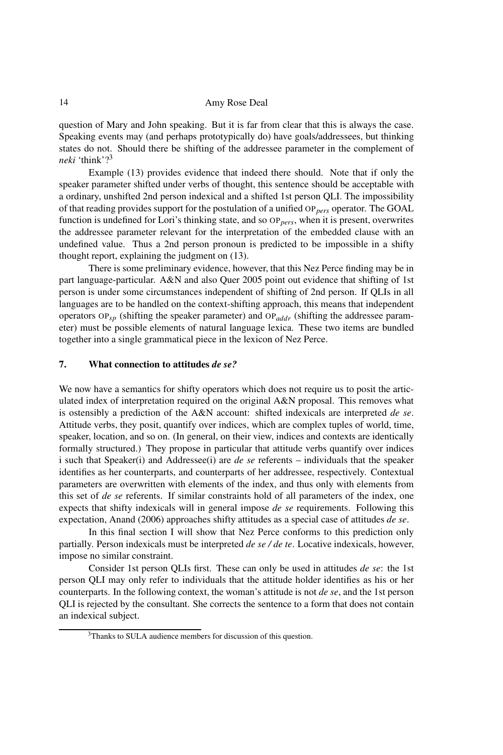question of Mary and John speaking. But it is far from clear that this is always the case. Speaking events may (and perhaps prototypically do) have goals/addressees, but thinking states do not. Should there be shifting of the addressee parameter in the complement of *neki* 'think'?[3]

Example (13) provides evidence that indeed there should. Note that if only the speaker parameter shifted under verbs of thought, this sentence should be acceptable with a ordinary, unshifted 2nd person indexical and a shifted 1st person QLI. The impossibility of that reading provides support for the postulation of a unified $\text{OP}_{pers}$ operator. The GOAL function is undefined for Lori's thinking state, and so $\text{OP}_{pers}$, when it is present, overwrites the addressee parameter relevant for the interpretation of the embedded clause with an undefined value. Thus a 2nd person pronoun is predicted to be impossible in a shifty thought report, explaining the judgment on (13).

There is some preliminary evidence, however, that this Nez Perce finding may be in part language-particular. A&N and also Quer 2005 point out evidence that shifting of 1st person is under some circumstances independent of shifting of 2nd person. If QLIs in all languages are to be handled on the context-shifting approach, this means that independent operators $\text{OP}_{sp}$ (shifting the speaker parameter) and $\text{OP}_{addr}$ (shifting the addressee parameter) must be possible elements of natural language lexica. These two items are bundled together into a single grammatical piece in the lexicon of Nez Perce.

## 7. What connection to attitudes *de se?*

We now have a semantics for shifty operators which does not require us to posit the articulated index of interpretation required on the original A&N proposal. This removes what is ostensibly a prediction of the A&N account: shifted indexicals are interpreted *de se*. Attitude verbs, they posit, quantify over indices, which are complex tuples of world, time, speaker, location, and so on. (In general, on their view, indices and contexts are identically formally structured.) They propose in particular that attitude verbs quantify over indices i such that Speaker(i) and Addressee(i) are *de se* referents – individuals that the speaker identifies as her counterparts, and counterparts of her addressee, respectively. Contextual parameters are overwritten with elements of the index, and thus only with elements from this set of *de se* referents. If similar constraints hold of all parameters of the index, one expects that shifty indexicals will in general impose *de se* requirements. Following this expectation, Anand (2006) approaches shifty attitudes as a special case of attitudes *de se*.

In this final section I will show that Nez Perce conforms to this prediction only partially. Person indexicals must be interpreted *de se / de te*. Locative indexicals, however, impose no similar constraint.

Consider 1st person QLIs first. These can only be used in attitudes *de se*: the 1st person QLI may only refer to individuals that the attitude holder identifies as his or her counterparts. In the following context, the woman's attitude is not *de se*, and the 1st person QLI is rejected by the consultant. She corrects the sentence to a form that does not contain an indexical subject.

[3]Thanks to SULA audience members for discussion of this question.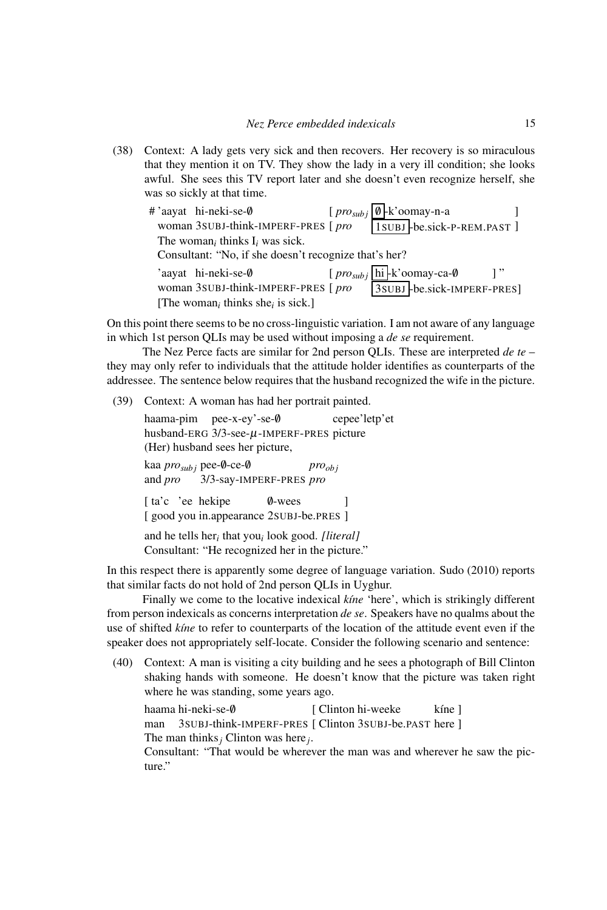(38) Context: A lady gets very sick and then recovers. Her recovery is so miraculous that they mention it on TV. They show the lady in a very ill condition; she looks awful. She sees this TV report later and she doesn't even recognize herself, she was so sickly at that time.

\# 'aayat hi-neki-se-∅ [ $pro_{subj}$ ∅-k'oomay-n-a ]
woman 3SUBJ-think-IMPERF-PRES [ *pro* 1SUBJ-be.sick-P-REM.PAST ]
The $\text{woman}_i$ thinks $\text{I}_i$ was sick.
Consultant: "No, if she doesn't recognize that's her?

'aayat hi-neki-se-∅ [ $pro_{subj}$ hi-k'oomay-ca-∅ ]"
woman 3SUBJ-think-IMPERF-PRES [ *pro* 3SUBJ-be.sick-IMPERF-PRES]
[The $\text{woman}_i$ thinks $\text{she}_i$ is sick.]

On this point there seems to be no cross-linguistic variation. I am not aware of any language in which 1st person QLIs may be used without imposing a *de se* requirement.

The Nez Perce facts are similar for 2nd person QLIs. These are interpreted *de te* – they may only refer to individuals that the attitude holder identifies as counterparts of the addressee. The sentence below requires that the husband recognized the wife in the picture.

(39) Context: A woman has had her portrait painted.

haama-pim pee-x-ey'-se-∅ cepee'letp'et
husband-ERG 3/3-see-$\mu$-IMPERF-PRES picture
(Her) husband sees her picture,

kaa $pro_{subj}$ pee-∅-ce-∅ $pro_{obj}$
and *pro* 3/3-say-IMPERF-PRES *pro*

[ ta'c 'ee hekipe ∅-wees ]
[ good you in.appearance 2SUBJ-be.PRES ]

and he tells $\text{her}_i$ that $\text{you}_i$ look good. *[literal]*
Consultant: "He recognized her in the picture."

In this respect there is apparently some degree of language variation. Sudo (2010) reports that similar facts do not hold of 2nd person QLIs in Uyghur.

Finally we come to the locative indexical *kíne* 'here', which is strikingly different from person indexicals as concerns interpretation *de se*. Speakers have no qualms about the use of shifted *kíne* to refer to counterparts of the location of the attitude event even if the speaker does not appropriately self-locate. Consider the following scenario and sentence:

(40) Context: A man is visiting a city building and he sees a photograph of Bill Clinton shaking hands with someone. He doesn't know that the picture was taken right where he was standing, some years ago.

haama hi-neki-se-∅ [ Clinton hi-weeke kíne ]
man 3SUBJ-think-IMPERF-PRES [ Clinton 3SUBJ-be.PAST here ]
The man $\text{thinks}_j$ Clinton was $\text{here}_j$.
Consultant: "That would be wherever the man was and wherever he saw the picture."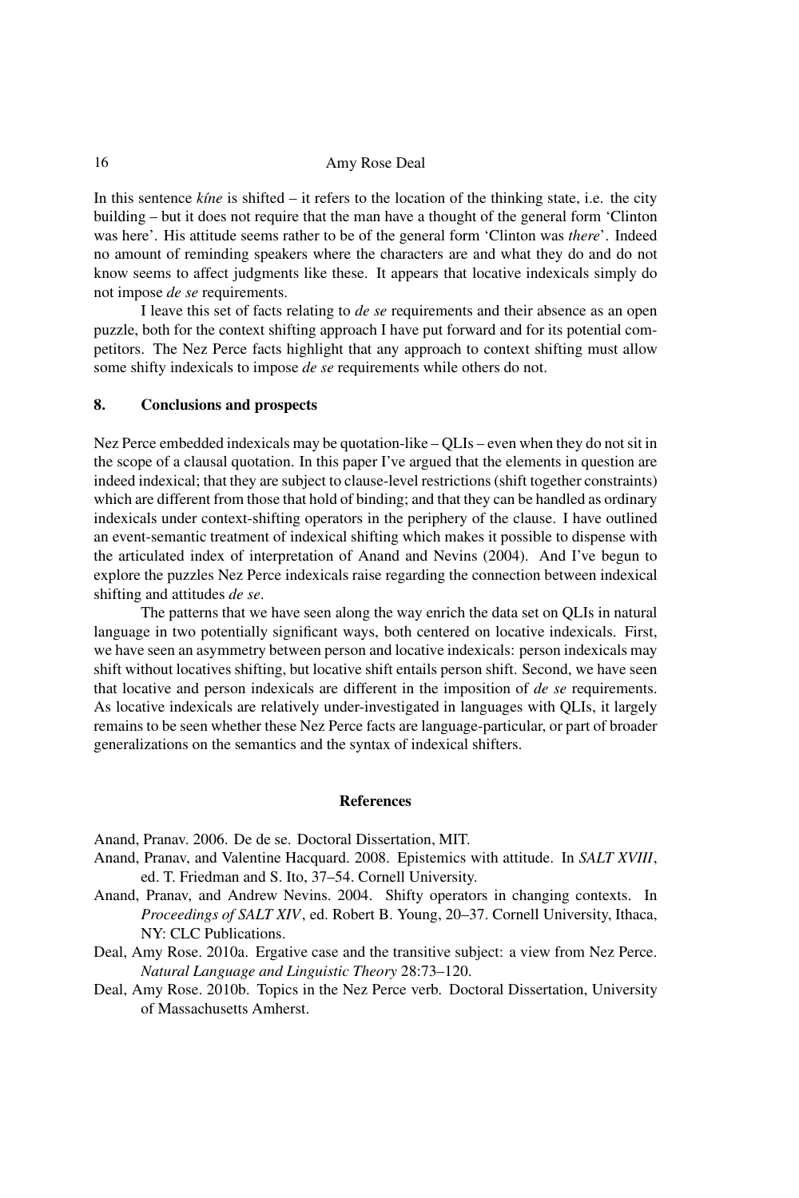In this sentence *kíne* is shifted – it refers to the location of the thinking state, i.e. the city building – but it does not require that the man have a thought of the general form 'Clinton was here'. His attitude seems rather to be of the general form 'Clinton was *there*'. Indeed no amount of reminding speakers where the characters are and what they do and do not know seems to affect judgments like these. It appears that locative indexicals simply do not impose *de se* requirements.

I leave this set of facts relating to *de se* requirements and their absence as an open puzzle, both for the context shifting approach I have put forward and for its potential competitors. The Nez Perce facts highlight that any approach to context shifting must allow some shifty indexicals to impose *de se* requirements while others do not.

## 8. Conclusions and prospects

Nez Perce embedded indexicals may be quotation-like – QLIs – even when they do not sit in the scope of a clausal quotation. In this paper I've argued that the elements in question are indeed indexical; that they are subject to clause-level restrictions (shift together constraints) which are different from those that hold of binding; and that they can be handled as ordinary indexicals under context-shifting operators in the periphery of the clause. I have outlined an event-semantic treatment of indexical shifting which makes it possible to dispense with the articulated index of interpretation of Anand and Nevins (2004). And I've begun to explore the puzzles Nez Perce indexicals raise regarding the connection between indexical shifting and attitudes *de se*.

The patterns that we have seen along the way enrich the data set on QLIs in natural language in two potentially significant ways, both centered on locative indexicals. First, we have seen an asymmetry between person and locative indexicals: person indexicals may shift without locatives shifting, but locative shift entails person shift. Second, we have seen that locative and person indexicals are different in the imposition of *de se* requirements. As locative indexicals are relatively under-investigated in languages with QLIs, it largely remains to be seen whether these Nez Perce facts are language-particular, or part of broader generalizations on the semantics and the syntax of indexical shifters.

## References

Anand, Pranav. 2006. De de se. Doctoral Dissertation, MIT.

Anand, Pranav, and Valentine Hacquard. 2008. Epistemics with attitude. In *SALT XVIII*, ed. T. Friedman and S. Ito, 37–54. Cornell University.

Anand, Pranav, and Andrew Nevins. 2004. Shifty operators in changing contexts. In *Proceedings of SALT XIV*, ed. Robert B. Young, 20–37. Cornell University, Ithaca, NY: CLC Publications.

Deal, Amy Rose. 2010a. Ergative case and the transitive subject: a view from Nez Perce. *Natural Language and Linguistic Theory* 28:73–120.

Deal, Amy Rose. 2010b. Topics in the Nez Perce verb. Doctoral Dissertation, University of Massachusetts Amherst.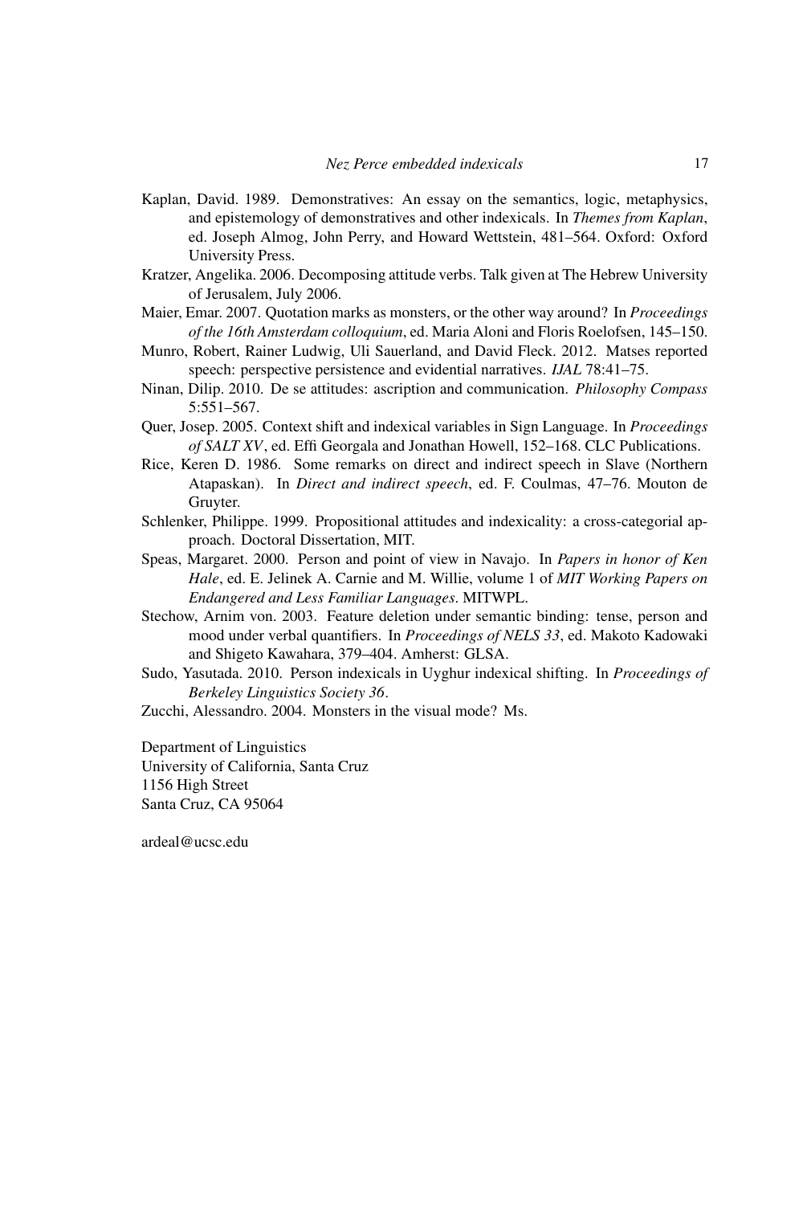Kaplan, David. 1989. Demonstratives: An essay on the semantics, logic, metaphysics, and epistemology of demonstratives and other indexicals. In *Themes from Kaplan*, ed. Joseph Almog, John Perry, and Howard Wettstein, 481–564. Oxford: Oxford University Press.

Kratzer, Angelika. 2006. Decomposing attitude verbs. Talk given at The Hebrew University of Jerusalem, July 2006.

Maier, Emar. 2007. Quotation marks as monsters, or the other way around? In *Proceedings of the 16th Amsterdam colloquium*, ed. Maria Aloni and Floris Roelofsen, 145–150.

Munro, Robert, Rainer Ludwig, Uli Sauerland, and David Fleck. 2012. Matses reported speech: perspective persistence and evidential narratives. *IJAL* 78:41–75.

Ninan, Dilip. 2010. De se attitudes: ascription and communication. *Philosophy Compass* 5:551–567.

Quer, Josep. 2005. Context shift and indexical variables in Sign Language. In *Proceedings of SALT XV*, ed. Effi Georgala and Jonathan Howell, 152–168. CLC Publications.

Rice, Keren D. 1986. Some remarks on direct and indirect speech in Slave (Northern Atapaskan). In *Direct and indirect speech*, ed. F. Coulmas, 47–76. Mouton de Gruyter.

Schlenker, Philippe. 1999. Propositional attitudes and indexicality: a cross-categorial approach. Doctoral Dissertation, MIT.

Speas, Margaret. 2000. Person and point of view in Navajo. In *Papers in honor of Ken Hale*, ed. E. Jelinek A. Carnie and M. Willie, volume 1 of *MIT Working Papers on Endangered and Less Familiar Languages*. MITWPL.

Stechow, Arnim von. 2003. Feature deletion under semantic binding: tense, person and mood under verbal quantifiers. In *Proceedings of NELS 33*, ed. Makoto Kadowaki and Shigeto Kawahara, 379–404. Amherst: GLSA.

Sudo, Yasutada. 2010. Person indexicals in Uyghur indexical shifting. In *Proceedings of Berkeley Linguistics Society 36*.

Zucchi, Alessandro. 2004. Monsters in the visual mode? Ms.

Department of Linguistics
University of California, Santa Cruz
1156 High Street
Santa Cruz, CA 95064

ardeal@ucsc.edu